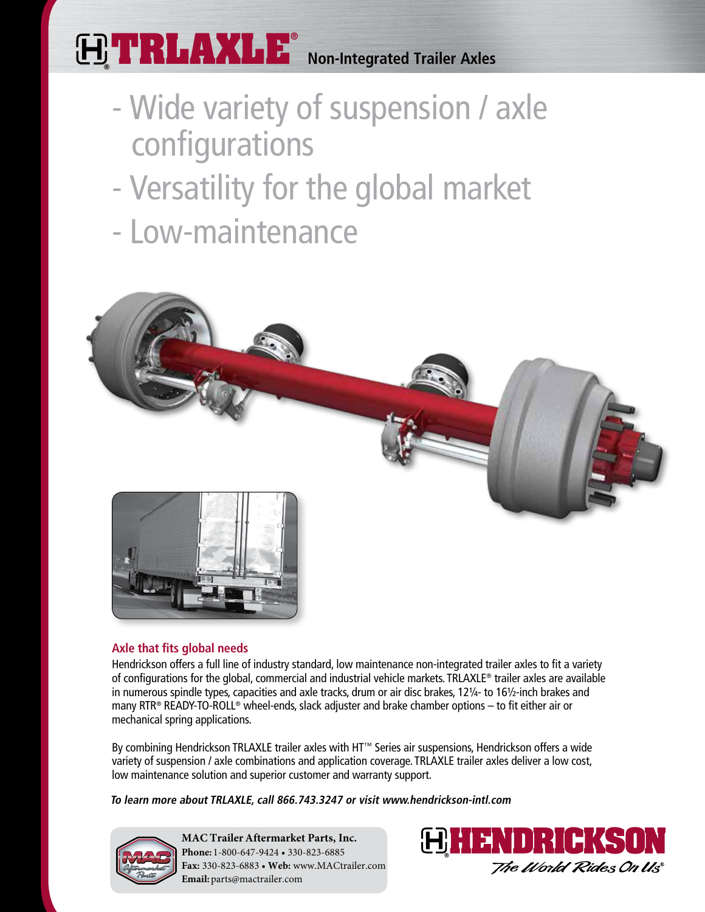# TRLAXLE® Non-Integrated Trailer Axles

- Wide variety of suspension / axle configurations
- Versatility for the global market
- Low-maintenance

### Axle that fits global needs

Hendrickson offers a full line of industry standard, low maintenance non-integrated trailer axles to fit a variety of configurations for the global, commercial and industrial vehicle markets. TRLAXLE® trailer axles are available in numerous spindle types, capacities and axle tracks, drum or air disc brakes, 12¼- to 16½-inch brakes and many RTR® READY-TO-ROLL® wheel-ends, slack adjuster and brake chamber options – to fit either air or mechanical spring applications.

By combining Hendrickson TRLAXLE trailer axles with HT™ Series air suspensions, Hendrickson offers a wide variety of suspension / axle combinations and application coverage. TRLAXLE trailer axles deliver a low cost, low maintenance solution and superior customer and warranty support.

***To learn more about TRLAXLE, call 866.743.3247 or visit www.hendrickson-intl.com***

**MAC Trailer Aftermarket Parts, Inc.**
**Phone:** 1-800-647-9424 • 330-823-6885
**Fax:** 330-823-6883 • **Web:** www.MACtrailer.com
**Email:** parts@mactrailer.com

HENDRICKSON
*The World Rides On Us®*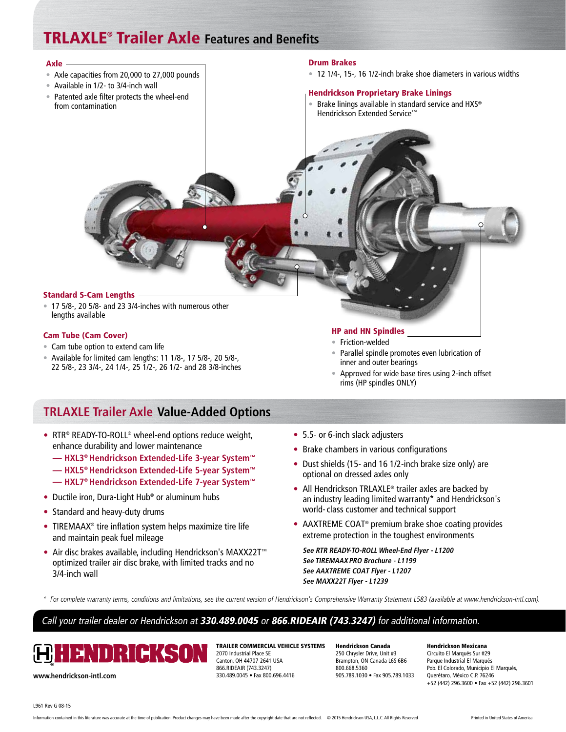# TRLAXLE® Trailer Axle Features and Benefits

### Axle

- Axle capacities from 20,000 to 27,000 pounds
- Available in 1/2- to 3/4-inch wall
- Patented axle filter protects the wheel-end from contamination

### Drum Brakes

- 12 1/4-, 15-, 16 1/2-inch brake shoe diameters in various widths

### Hendrickson Proprietary Brake Linings

- Brake linings available in standard service and HXS® Hendrickson Extended Service™

### Standard S-Cam Lengths

- 17 5/8-, 20 5/8- and 23 3/4-inches with numerous other lengths available

### Cam Tube (Cam Cover)

- Cam tube option to extend cam life
- Available for limited cam lengths: 11 1/8-, 17 5/8-, 20 5/8-, 22 5/8-, 23 3/4-, 24 1/4-, 25 1/2-, 26 1/2- and 28 3/8-inches

### HP and HN Spindles

- Friction-welded
- Parallel spindle promotes even lubrication of inner and outer bearings
- Approved for wide base tires using 2-inch offset rims (HP spindles ONLY)

## TRLAXLE Trailer Axle Value-Added Options

- RTR® READY-TO-ROLL® wheel-end options reduce weight, enhance durability and lower maintenance
  - — HXL3® Hendrickson Extended-Life 3-year System™
  - — HXL5® Hendrickson Extended-Life 5-year System™
  - — HXL7® Hendrickson Extended-Life 7-year System™
- Ductile iron, Dura-Light Hub® or aluminum hubs
- Standard and heavy-duty drums
- TIREMAAX® tire inflation system helps maximize tire life and maintain peak fuel mileage
- Air disc brakes available, including Hendrickson's MAXX22T™ optimized trailer air disc brake, with limited tracks and no 3/4-inch wall
- 5.5- or 6-inch slack adjusters
- Brake chambers in various configurations
- Dust shields (15- and 16 1/2-inch brake size only) are optional on dressed axles only
- All Hendrickson TRLAXLE® trailer axles are backed by an industry leading limited warranty* and Hendrickson's world- class customer and technical support
- AAXTREME COAT® premium brake shoe coating provides extreme protection in the toughest environments

***See RTR READY-TO-ROLL Wheel-End Flyer - L1200***
***See TIREMAAX PRO Brochure - L1199***
***See AAXTREME COAT Flyer - L1207***
***See MAXX22T Flyer - L1239***

\* *For complete warranty terms, conditions and limitations, see the current version of Hendrickson's Comprehensive Warranty Statement L583 (available at www.hendrickson-intl.com).*

*Call your trailer dealer or Hendrickson at **330.489.0045** or **866.RIDEAIR (743.3247)** for additional information.*

HENDRICKSON®

www.hendrickson-intl.com

**TRAILER COMMERCIAL VEHICLE SYSTEMS**
2070 Industrial Place SE
Canton, OH 44707-2641 USA
866.RIDEAIR (743.3247)
330.489.0045 • Fax 800.696.4416

**Hendrickson Canada**
250 Chrysler Drive, Unit #3
Brampton, ON Canada L6S 6B6
800.668.5360
905.789.1030 • Fax 905.789.1033

**Hendrickson Mexicana**
Circuito El Marqués Sur #29
Parque Industrial El Marqués
Pob. El Colorado, Municipio El Marqués,
Querétaro, México C.P. 76246
+52 (442) 296.3600 • Fax +52 (442) 296.3601

L961 Rev G 08-15

Information contained in this literature was accurate at the time of publication. Product changes may have been made after the copyright date that are not reflected. © 2015 Hendrickson USA, L.L.C. All Rights Reserved

Printed in United States of America